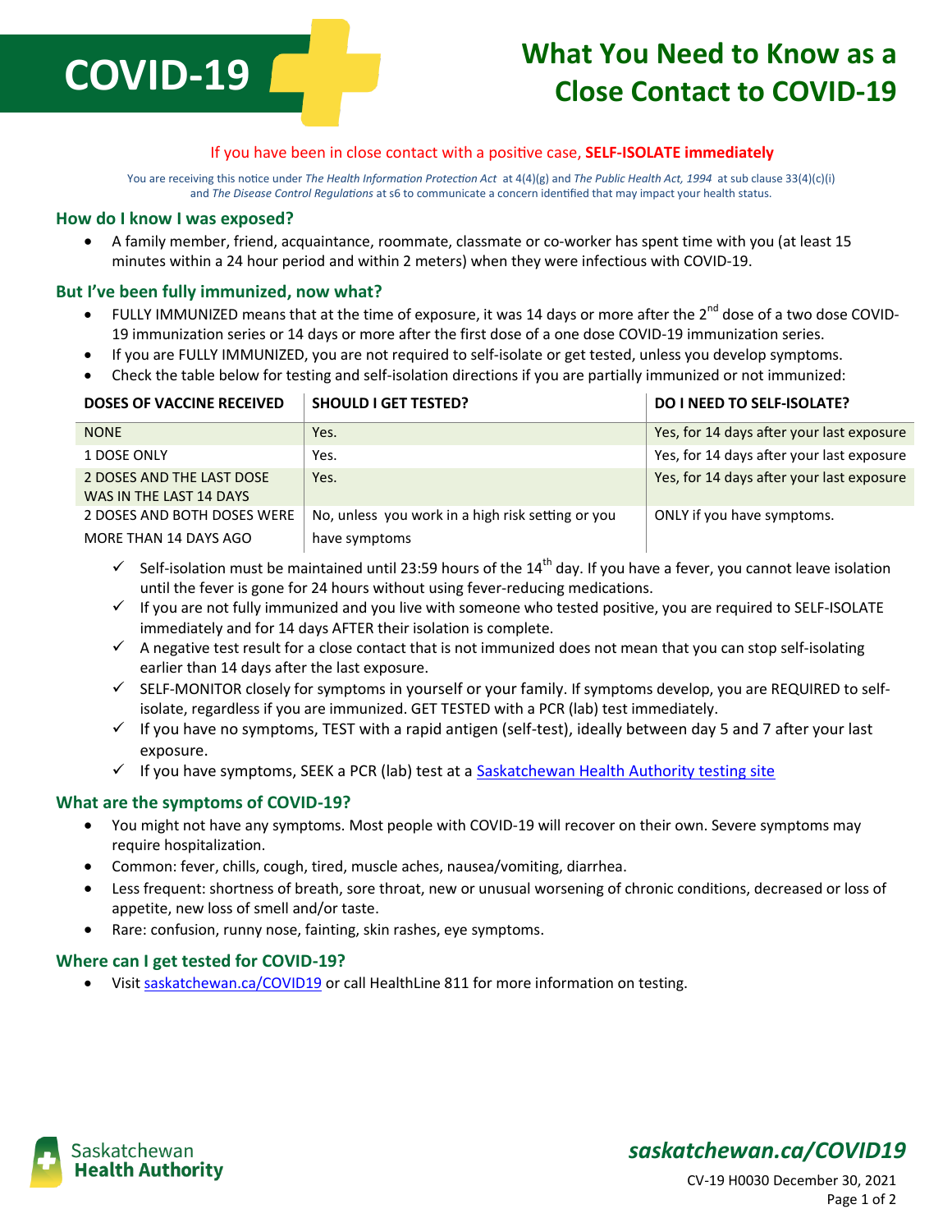# COVID-19

# What You Need to Know as a Close Contact to COVID-19

**If you have been in close contact with a positive case, SELF-ISOLATE immediately**

You are receiving this notice under *The Health Information Protection Act* at 4(4)(g) and *The Public Health Act, 1994* at sub clause 33(4)(c)(i) and *The Disease Control Regulations* at s6 to communicate a concern identified that may impact your health status.

## How do I know I was exposed?

- A family member, friend, acquaintance, roommate, classmate or co-worker has spent time with you (at least 15 minutes within a 24 hour period and within 2 meters) when they were infectious with COVID-19.

## But I've been fully immunized, now what?

- FULLY IMMUNIZED means that at the time of exposure, it was 14 days or more after the 2nd dose of a two dose COVID-19 immunization series or 14 days or more after the first dose of a one dose COVID-19 immunization series.
- If you are FULLY IMMUNIZED, you are not required to self-isolate or get tested, unless you develop symptoms.
- Check the table below for testing and self-isolation directions if you are partially immunized or not immunized:

| DOSES OF VACCINE RECEIVED | SHOULD I GET TESTED? | DO I NEED TO SELF-ISOLATE? |
|---|---|---|
| NONE | Yes. | Yes, for 14 days after your last exposure |
| 1 DOSE ONLY | Yes. | Yes, for 14 days after your last exposure |
| 2 DOSES AND THE LAST DOSE WAS IN THE LAST 14 DAYS | Yes. | Yes, for 14 days after your last exposure |
| 2 DOSES AND BOTH DOSES WERE MORE THAN 14 DAYS AGO | No, unless you work in a high risk setting or you have symptoms | ONLY if you have symptoms. |

- ✓ Self-isolation must be maintained until 23:59 hours of the 14th day. If you have a fever, you cannot leave isolation until the fever is gone for 24 hours without using fever-reducing medications.
- ✓ If you are not fully immunized and you live with someone who tested positive, you are required to SELF-ISOLATE immediately and for 14 days AFTER their isolation is complete.
- ✓ A negative test result for a close contact that is not immunized does not mean that you can stop self-isolating earlier than 14 days after the last exposure.
- ✓ SELF-MONITOR closely for symptoms in yourself or your family. If symptoms develop, you are REQUIRED to self-isolate, regardless if you are immunized. GET TESTED with a PCR (lab) test immediately.
- ✓ If you have no symptoms, TEST with a rapid antigen (self-test), ideally between day 5 and 7 after your last exposure.
- ✓ If you have symptoms, SEEK a PCR (lab) test at a [Saskatchewan Health Authority testing site]

## What are the symptoms of COVID-19?

- You might not have any symptoms. Most people with COVID-19 will recover on their own. Severe symptoms may require hospitalization.
- Common: fever, chills, cough, tired, muscle aches, nausea/vomiting, diarrhea.
- Less frequent: shortness of breath, sore throat, new or unusual worsening of chronic conditions, decreased or loss of appetite, new loss of smell and/or taste.
- Rare: confusion, runny nose, fainting, skin rashes, eye symptoms.

## Where can I get tested for COVID-19?

- Visit saskatchewan.ca/COVID19 or call HealthLine 811 for more information on testing.

Saskatchewan Health Authority

*saskatchewan.ca/COVID19*

CV-19 H0030 December 30, 2021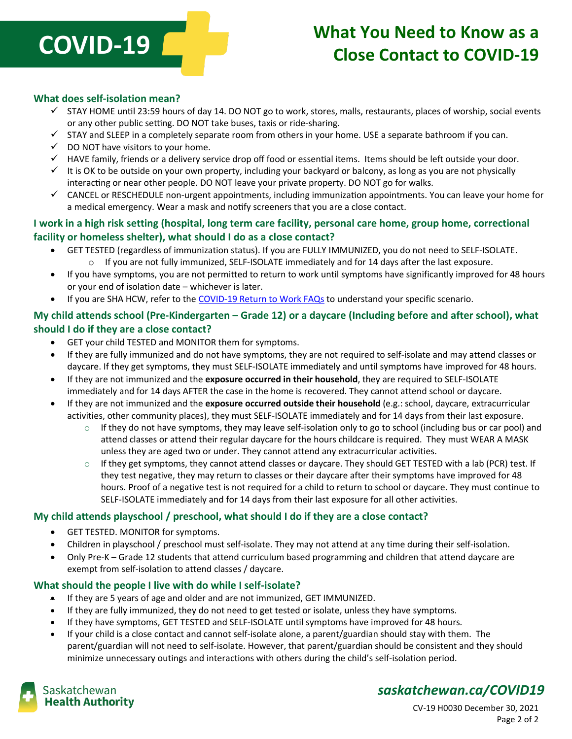# COVID-19

# What You Need to Know as a Close Contact to COVID-19

## What does self-isolation mean?

- ✓ STAY HOME until 23:59 hours of day 14. DO NOT go to work, stores, malls, restaurants, places of worship, social events or any other public setting. DO NOT take buses, taxis or ride-sharing.
- ✓ STAY and SLEEP in a completely separate room from others in your home. USE a separate bathroom if you can.
- ✓ DO NOT have visitors to your home.
- ✓ HAVE family, friends or a delivery service drop off food or essential items. Items should be left outside your door.
- ✓ It is OK to be outside on your own property, including your backyard or balcony, as long as you are not physically interacting or near other people. DO NOT leave your private property. DO NOT go for walks.
- ✓ CANCEL or RESCHEDULE non-urgent appointments, including immunization appointments. You can leave your home for a medical emergency. Wear a mask and notify screeners that you are a close contact.

## I work in a high risk setting (hospital, long term care facility, personal care home, group home, correctional facility or homeless shelter), what should I do as a close contact?

- GET TESTED (regardless of immunization status). If you are FULLY IMMUNIZED, you do not need to SELF-ISOLATE.
  - If you are not fully immunized, SELF-ISOLATE immediately and for 14 days after the last exposure.
- If you have symptoms, you are not permitted to return to work until symptoms have significantly improved for 48 hours or your end of isolation date – whichever is later.
- If you are SHA HCW, refer to the COVID-19 Return to Work FAQs to understand your specific scenario.

## My child attends school (Pre-Kindergarten – Grade 12) or a daycare (Including before and after school), what should I do if they are a close contact?

- GET your child TESTED and MONITOR them for symptoms.
- If they are fully immunized and do not have symptoms, they are not required to self-isolate and may attend classes or daycare. If they get symptoms, they must SELF-ISOLATE immediately and until symptoms have improved for 48 hours.
- If they are not immunized and the **exposure occurred in their household**, they are required to SELF-ISOLATE immediately and for 14 days AFTER the case in the home is recovered. They cannot attend school or daycare.
- If they are not immunized and the **exposure occurred outside their household** (e.g.: school, daycare, extracurricular activities, other community places), they must SELF-ISOLATE immediately and for 14 days from their last exposure.
  - If they do not have symptoms, they may leave self-isolation only to go to school (including bus or car pool) and attend classes or attend their regular daycare for the hours childcare is required. They must WEAR A MASK unless they are aged two or under. They cannot attend any extracurricular activities.
  - If they get symptoms, they cannot attend classes or daycare. They should GET TESTED with a lab (PCR) test. If they test negative, they may return to classes or their daycare after their symptoms have improved for 48 hours. Proof of a negative test is not required for a child to return to school or daycare. They must continue to SELF-ISOLATE immediately and for 14 days from their last exposure for all other activities.

## My child attends playschool / preschool, what should I do if they are a close contact?

- GET TESTED. MONITOR for symptoms.
- Children in playschool / preschool must self-isolate. They may not attend at any time during their self-isolation.
- Only Pre-K – Grade 12 students that attend curriculum based programming and children that attend daycare are exempt from self-isolation to attend classes / daycare.

## What should the people I live with do while I self-isolate?

- If they are 5 years of age and older and are not immunized, GET IMMUNIZED.
- If they are fully immunized, they do not need to get tested or isolate, unless they have symptoms.
- If they have symptoms, GET TESTED and SELF-ISOLATE until symptoms have improved for 48 hours.
- If your child is a close contact and cannot self-isolate alone, a parent/guardian should stay with them. The parent/guardian will not need to self-isolate. However, that parent/guardian should be consistent and they should minimize unnecessary outings and interactions with others during the child's self-isolation period.

Saskatchewan Health Authority

*saskatchewan.ca/COVID19*

CV-19 H0030 December 30, 2021